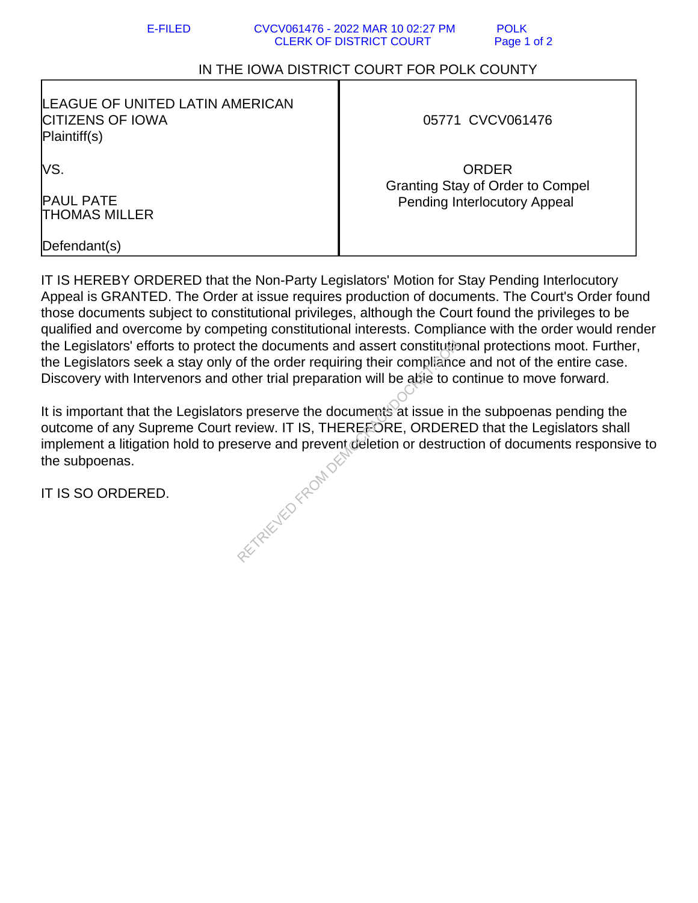IN THE IOWA DISTRICT COURT FOR POLK COUNTY

| LEAGUE OF UNITED LATIN AMERICAN CITIZENS OF IOWA<br>Plaintiff(s)<br><br>VS.<br><br>PAUL PATE<br>THOMAS MILLER<br><br>Defendant(s) | 05771 CVCV061476<br><br>ORDER<br>Granting Stay of Order to Compel Pending Interlocutory Appeal |
| --- | --- |

IT IS HEREBY ORDERED that the Non-Party Legislators' Motion for Stay Pending Interlocutory Appeal is GRANTED. The Order at issue requires production of documents. The Court's Order found those documents subject to constitutional privileges, although the Court found the privileges to be qualified and overcome by competing constitutional interests. Compliance with the order would render the Legislators' efforts to protect the documents and assert constitutional protections moot. Further, the Legislators seek a stay only of the order requiring their compliance and not of the entire case. Discovery with Intervenors and other trial preparation will be able to continue to move forward.

It is important that the Legislators preserve the documents at issue in the subpoenas pending the outcome of any Supreme Court review. IT IS, THEREFORE, ORDERED that the Legislators shall implement a litigation hold to preserve and prevent deletion or destruction of documents responsive to the subpoenas.

IT IS SO ORDERED.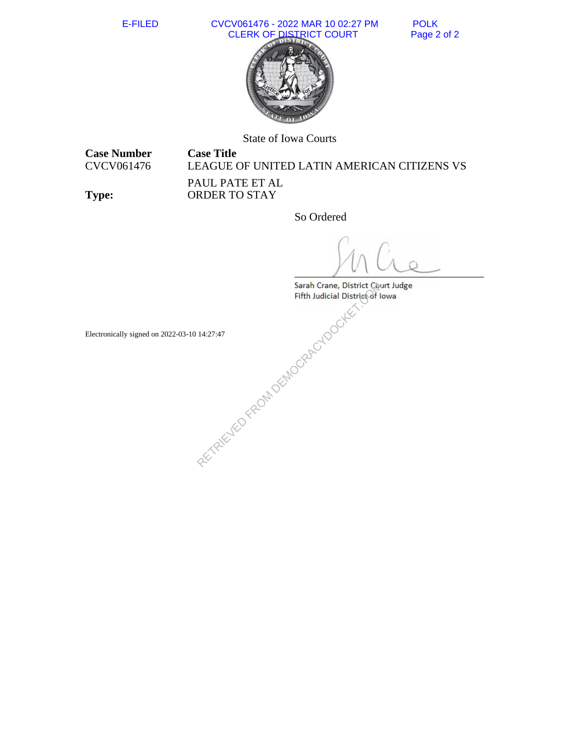State of Iowa Courts

**Case Number** CVCV061476

**Case Title** LEAGUE OF UNITED LATIN AMERICAN CITIZENS VS PAUL PATE ET AL

**Type:** ORDER TO STAY

So Ordered

Sarah Crane, District Court Judge
Fifth Judicial District of Iowa

Electronically signed on 2022-03-10 14:27:47